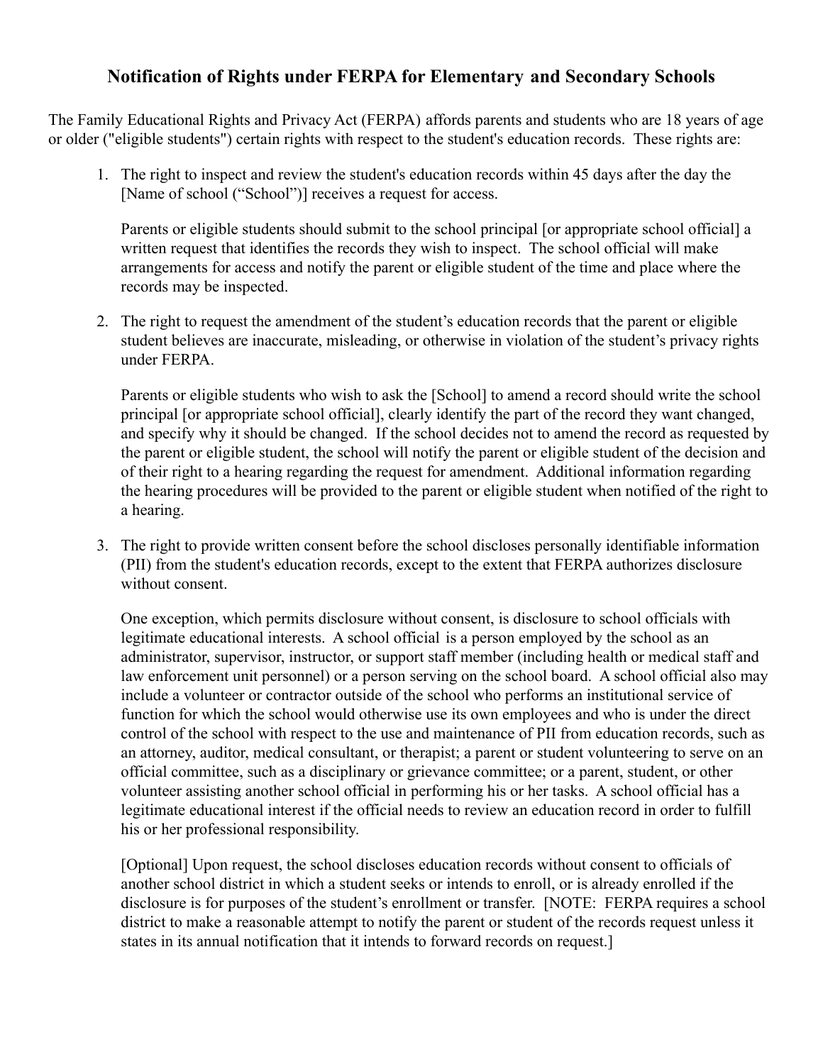# Notification of Rights under FERPA for Elementary and Secondary Schools

The Family Educational Rights and Privacy Act (FERPA) affords parents and students who are 18 years of age or older ("eligible students") certain rights with respect to the student's education records. These rights are:

1. The right to inspect and review the student's education records within 45 days after the day the [Name of school ("School")] receives a request for access.

   Parents or eligible students should submit to the school principal [or appropriate school official] a written request that identifies the records they wish to inspect. The school official will make arrangements for access and notify the parent or eligible student of the time and place where the records may be inspected.

2. The right to request the amendment of the student's education records that the parent or eligible student believes are inaccurate, misleading, or otherwise in violation of the student's privacy rights under FERPA.

   Parents or eligible students who wish to ask the [School] to amend a record should write the school principal [or appropriate school official], clearly identify the part of the record they want changed, and specify why it should be changed. If the school decides not to amend the record as requested by the parent or eligible student, the school will notify the parent or eligible student of the decision and of their right to a hearing regarding the request for amendment. Additional information regarding the hearing procedures will be provided to the parent or eligible student when notified of the right to a hearing.

3. The right to provide written consent before the school discloses personally identifiable information (PII) from the student's education records, except to the extent that FERPA authorizes disclosure without consent.

   One exception, which permits disclosure without consent, is disclosure to school officials with legitimate educational interests. A school official is a person employed by the school as an administrator, supervisor, instructor, or support staff member (including health or medical staff and law enforcement unit personnel) or a person serving on the school board. A school official also may include a volunteer or contractor outside of the school who performs an institutional service of function for which the school would otherwise use its own employees and who is under the direct control of the school with respect to the use and maintenance of PII from education records, such as an attorney, auditor, medical consultant, or therapist; a parent or student volunteering to serve on an official committee, such as a disciplinary or grievance committee; or a parent, student, or other volunteer assisting another school official in performing his or her tasks. A school official has a legitimate educational interest if the official needs to review an education record in order to fulfill his or her professional responsibility.

   [Optional] Upon request, the school discloses education records without consent to officials of another school district in which a student seeks or intends to enroll, or is already enrolled if the disclosure is for purposes of the student's enrollment or transfer. [NOTE: FERPA requires a school district to make a reasonable attempt to notify the parent or student of the records request unless it states in its annual notification that it intends to forward records on request.]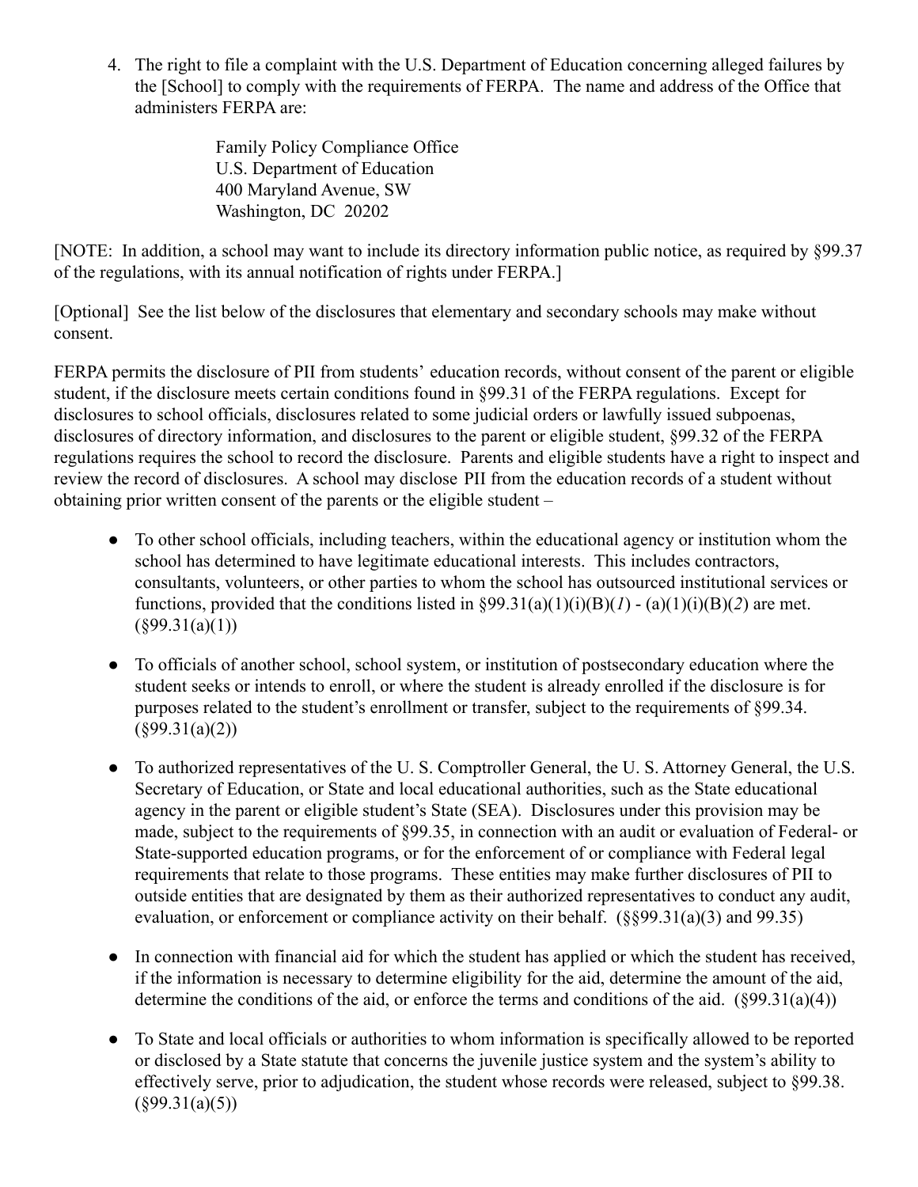4. The right to file a complaint with the U.S. Department of Education concerning alleged failures by the [School] to comply with the requirements of FERPA. The name and address of the Office that administers FERPA are:

   Family Policy Compliance Office
   U.S. Department of Education
   400 Maryland Avenue, SW
   Washington, DC 20202

[NOTE: In addition, a school may want to include its directory information public notice, as required by §99.37 of the regulations, with its annual notification of rights under FERPA.]

[Optional] See the list below of the disclosures that elementary and secondary schools may make without consent.

FERPA permits the disclosure of PII from students' education records, without consent of the parent or eligible student, if the disclosure meets certain conditions found in §99.31 of the FERPA regulations. Except for disclosures to school officials, disclosures related to some judicial orders or lawfully issued subpoenas, disclosures of directory information, and disclosures to the parent or eligible student, §99.32 of the FERPA regulations requires the school to record the disclosure. Parents and eligible students have a right to inspect and review the record of disclosures. A school may disclose PII from the education records of a student without obtaining prior written consent of the parents or the eligible student –

- To other school officials, including teachers, within the educational agency or institution whom the school has determined to have legitimate educational interests. This includes contractors, consultants, volunteers, or other parties to whom the school has outsourced institutional services or functions, provided that the conditions listed in §99.31(a)(1)(i)(B)(*1*) - (a)(1)(i)(B)(*2*) are met. (§99.31(a)(1))

- To officials of another school, school system, or institution of postsecondary education where the student seeks or intends to enroll, or where the student is already enrolled if the disclosure is for purposes related to the student's enrollment or transfer, subject to the requirements of §99.34. (§99.31(a)(2))

- To authorized representatives of the U. S. Comptroller General, the U. S. Attorney General, the U.S. Secretary of Education, or State and local educational authorities, such as the State educational agency in the parent or eligible student's State (SEA). Disclosures under this provision may be made, subject to the requirements of §99.35, in connection with an audit or evaluation of Federal- or State-supported education programs, or for the enforcement of or compliance with Federal legal requirements that relate to those programs. These entities may make further disclosures of PII to outside entities that are designated by them as their authorized representatives to conduct any audit, evaluation, or enforcement or compliance activity on their behalf. (§§99.31(a)(3) and 99.35)

- In connection with financial aid for which the student has applied or which the student has received, if the information is necessary to determine eligibility for the aid, determine the amount of the aid, determine the conditions of the aid, or enforce the terms and conditions of the aid. (§99.31(a)(4))

- To State and local officials or authorities to whom information is specifically allowed to be reported or disclosed by a State statute that concerns the juvenile justice system and the system's ability to effectively serve, prior to adjudication, the student whose records were released, subject to §99.38. (§99.31(a)(5))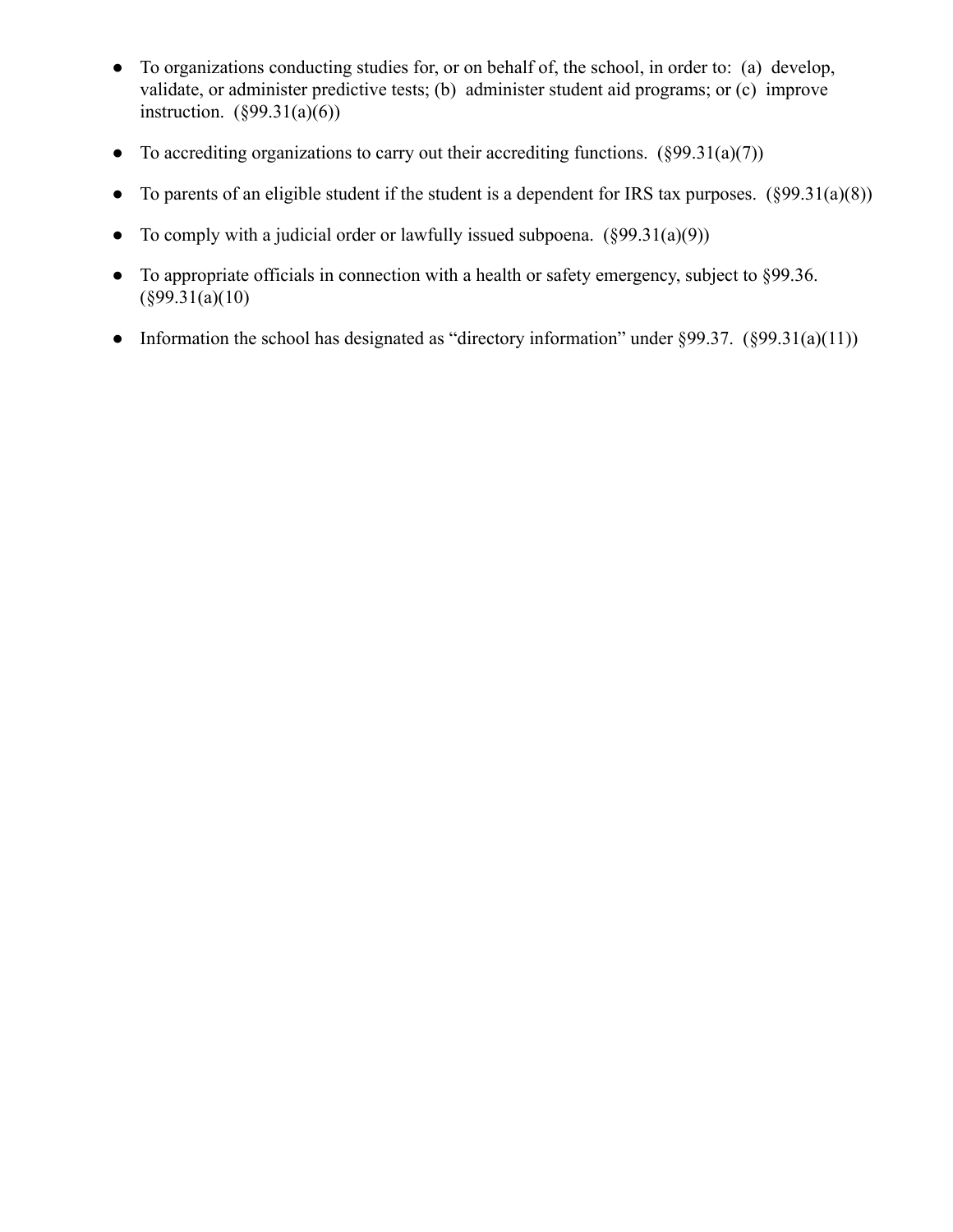- To organizations conducting studies for, or on behalf of, the school, in order to: (a) develop, validate, or administer predictive tests; (b) administer student aid programs; or (c) improve instruction. (§99.31(a)(6))
- To accrediting organizations to carry out their accrediting functions. (§99.31(a)(7))
- To parents of an eligible student if the student is a dependent for IRS tax purposes. (§99.31(a)(8))
- To comply with a judicial order or lawfully issued subpoena. (§99.31(a)(9))
- To appropriate officials in connection with a health or safety emergency, subject to §99.36. (§99.31(a)(10)
- Information the school has designated as "directory information" under §99.37. (§99.31(a)(11))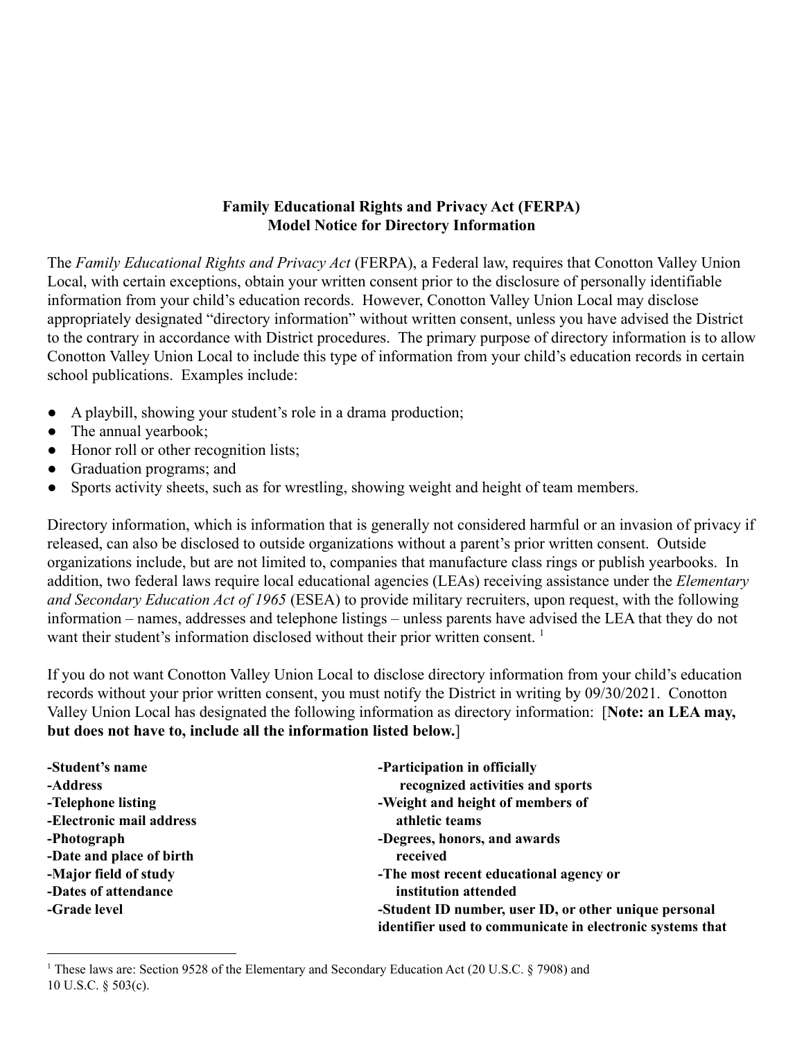**Family Educational Rights and Privacy Act (FERPA)**
**Model Notice for Directory Information**

The *Family Educational Rights and Privacy Act* (FERPA), a Federal law, requires that Conotton Valley Union Local, with certain exceptions, obtain your written consent prior to the disclosure of personally identifiable information from your child's education records. However, Conotton Valley Union Local may disclose appropriately designated "directory information" without written consent, unless you have advised the District to the contrary in accordance with District procedures. The primary purpose of directory information is to allow Conotton Valley Union Local to include this type of information from your child's education records in certain school publications. Examples include:

- A playbill, showing your student's role in a drama production;
- The annual yearbook;
- Honor roll or other recognition lists;
- Graduation programs; and
- Sports activity sheets, such as for wrestling, showing weight and height of team members.

Directory information, which is information that is generally not considered harmful or an invasion of privacy if released, can also be disclosed to outside organizations without a parent's prior written consent. Outside organizations include, but are not limited to, companies that manufacture class rings or publish yearbooks. In addition, two federal laws require local educational agencies (LEAs) receiving assistance under the *Elementary and Secondary Education Act of 1965* (ESEA) to provide military recruiters, upon request, with the following information – names, addresses and telephone listings – unless parents have advised the LEA that they do not want their student's information disclosed without their prior written consent. [1]

If you do not want Conotton Valley Union Local to disclose directory information from your child's education records without your prior written consent, you must notify the District in writing by 09/30/2021. Conotton Valley Union Local has designated the following information as directory information: [**Note: an LEA may, but does not have to, include all the information listed below.**]

**-Student's name**
**-Address**
**-Telephone listing**
**-Electronic mail address**
**-Photograph**
**-Date and place of birth**
**-Major field of study**
**-Dates of attendance**
**-Grade level**
**-Participation in officially recognized activities and sports**
**-Weight and height of members of athletic teams**
**-Degrees, honors, and awards received**
**-The most recent educational agency or institution attended**
**-Student ID number, user ID, or other unique personal identifier used to communicate in electronic systems that**

[1] These laws are: Section 9528 of the Elementary and Secondary Education Act (20 U.S.C. § 7908) and 10 U.S.C. § 503(c).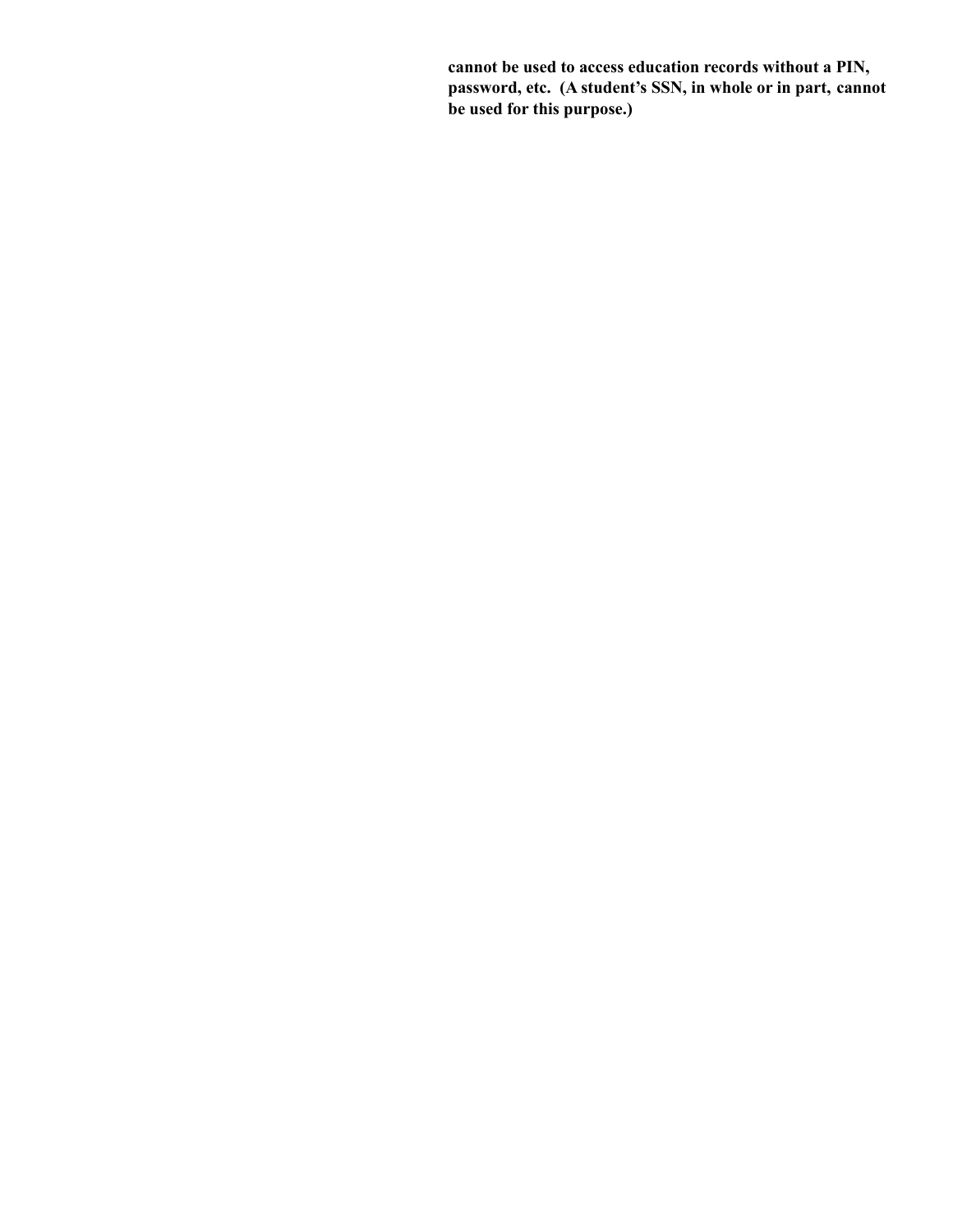**cannot be used to access education records without a PIN, password, etc. (A student's SSN, in whole or in part, cannot be used for this purpose.)**